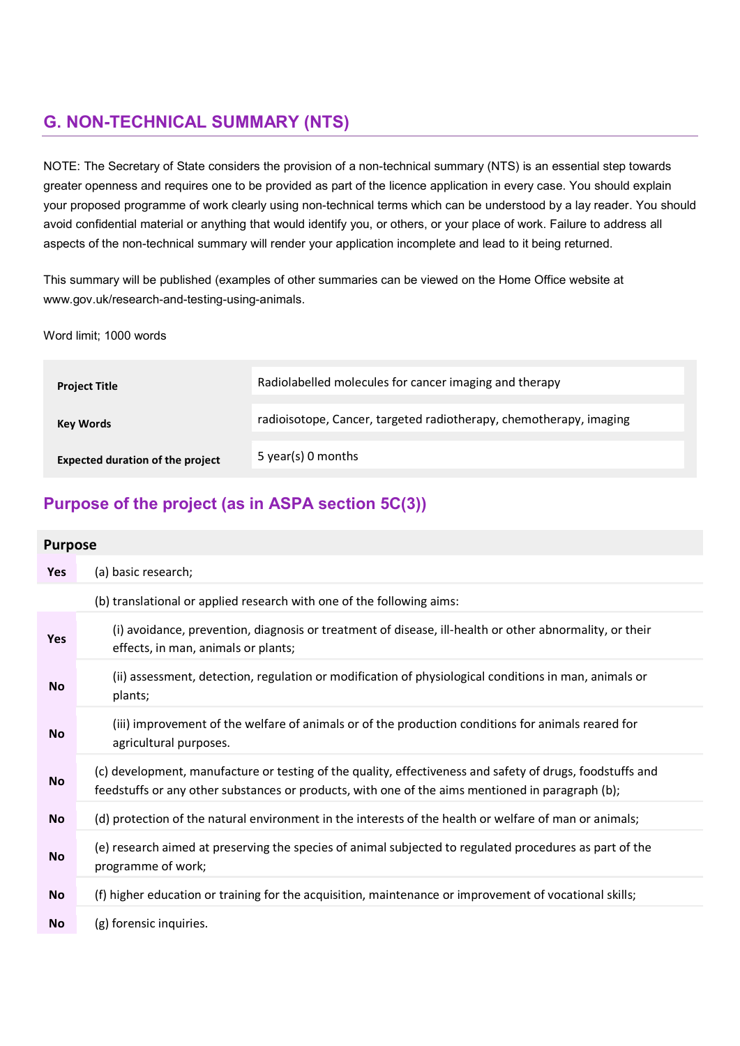## G. NON-TECHNICAL SUMMARY (NTS)

NOTE: The Secretary of State considers the provision of a non-technical summary (NTS) is an essential step towards greater openness and requires one to be provided as part of the licence application in every case. You should explain your proposed programme of work clearly using non-technical terms which can be understood by a lay reader. You should avoid confidential material or anything that would identify you, or others, or your place of work. Failure to address all aspects of the non-technical summary will render your application incomplete and lead to it being returned.

This summary will be published (examples of other summaries can be viewed on the Home Office website at www.gov.uk/research-and-testing-using-animals.

Word limit; 1000 words

| | |
|---|---|
| **Project Title** | Radiolabelled molecules for cancer imaging and therapy |
| **Key Words** | radioisotope, Cancer, targeted radiotherapy, chemotherapy, imaging |
| **Expected duration of the project** | 5 year(s) 0 months |

## Purpose of the project (as in ASPA section 5C(3))

| Purpose | |
|---|---|
| **Yes** | (a) basic research; |
| | (b) translational or applied research with one of the following aims: |
| **Yes** | (i) avoidance, prevention, diagnosis or treatment of disease, ill-health or other abnormality, or their effects, in man, animals or plants; |
| **No** | (ii) assessment, detection, regulation or modification of physiological conditions in man, animals or plants; |
| **No** | (iii) improvement of the welfare of animals or of the production conditions for animals reared for agricultural purposes. |
| **No** | (c) development, manufacture or testing of the quality, effectiveness and safety of drugs, foodstuffs and feedstuffs or any other substances or products, with one of the aims mentioned in paragraph (b); |
| **No** | (d) protection of the natural environment in the interests of the health or welfare of man or animals; |
| **No** | (e) research aimed at preserving the species of animal subjected to regulated procedures as part of the programme of work; |
| **No** | (f) higher education or training for the acquisition, maintenance or improvement of vocational skills; |
| **No** | (g) forensic inquiries. |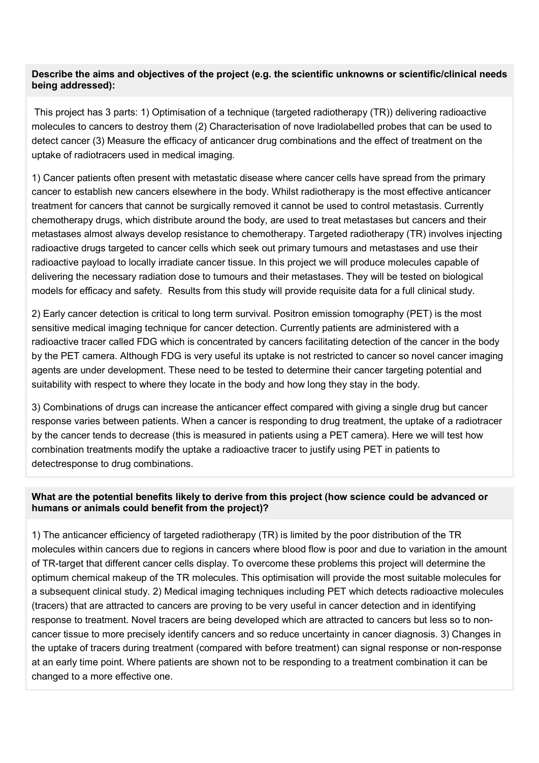**Describe the aims and objectives of the project (e.g. the scientific unknowns or scientific/clinical needs being addressed):**

This project has 3 parts: 1) Optimisation of a technique (targeted radiotherapy (TR)) delivering radioactive molecules to cancers to destroy them (2) Characterisation of nove lradiolabelled probes that can be used to detect cancer (3) Measure the efficacy of anticancer drug combinations and the effect of treatment on the uptake of radiotracers used in medical imaging.

1) Cancer patients often present with metastatic disease where cancer cells have spread from the primary cancer to establish new cancers elsewhere in the body. Whilst radiotherapy is the most effective anticancer treatment for cancers that cannot be surgically removed it cannot be used to control metastasis. Currently chemotherapy drugs, which distribute around the body, are used to treat metastases but cancers and their metastases almost always develop resistance to chemotherapy. Targeted radiotherapy (TR) involves injecting radioactive drugs targeted to cancer cells which seek out primary tumours and metastases and use their radioactive payload to locally irradiate cancer tissue. In this project we will produce molecules capable of delivering the necessary radiation dose to tumours and their metastases. They will be tested on biological models for efficacy and safety. Results from this study will provide requisite data for a full clinical study.

2) Early cancer detection is critical to long term survival. Positron emission tomography (PET) is the most sensitive medical imaging technique for cancer detection. Currently patients are administered with a radioactive tracer called FDG which is concentrated by cancers facilitating detection of the cancer in the body by the PET camera. Although FDG is very useful its uptake is not restricted to cancer so novel cancer imaging agents are under development. These need to be tested to determine their cancer targeting potential and suitability with respect to where they locate in the body and how long they stay in the body.

3) Combinations of drugs can increase the anticancer effect compared with giving a single drug but cancer response varies between patients. When a cancer is responding to drug treatment, the uptake of a radiotracer by the cancer tends to decrease (this is measured in patients using a PET camera). Here we will test how combination treatments modify the uptake a radioactive tracer to justify using PET in patients to detectresponse to drug combinations.

**What are the potential benefits likely to derive from this project (how science could be advanced or humans or animals could benefit from the project)?**

1) The anticancer efficiency of targeted radiotherapy (TR) is limited by the poor distribution of the TR molecules within cancers due to regions in cancers where blood flow is poor and due to variation in the amount of TR-target that different cancer cells display. To overcome these problems this project will determine the optimum chemical makeup of the TR molecules. This optimisation will provide the most suitable molecules for a subsequent clinical study. 2) Medical imaging techniques including PET which detects radioactive molecules (tracers) that are attracted to cancers are proving to be very useful in cancer detection and in identifying response to treatment. Novel tracers are being developed which are attracted to cancers but less so to non-cancer tissue to more precisely identify cancers and so reduce uncertainty in cancer diagnosis. 3) Changes in the uptake of tracers during treatment (compared with before treatment) can signal response or non-response at an early time point. Where patients are shown not to be responding to a treatment combination it can be changed to a more effective one.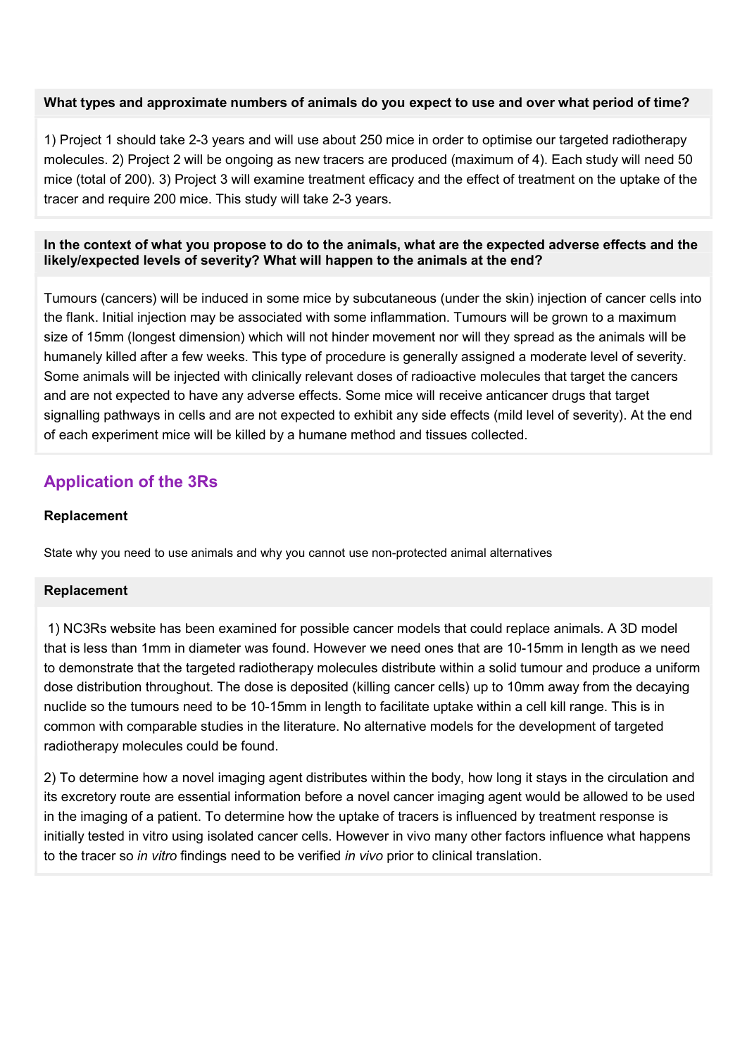**What types and approximate numbers of animals do you expect to use and over what period of time?**

1) Project 1 should take 2-3 years and will use about 250 mice in order to optimise our targeted radiotherapy molecules. 2) Project 2 will be ongoing as new tracers are produced (maximum of 4). Each study will need 50 mice (total of 200). 3) Project 3 will examine treatment efficacy and the effect of treatment on the uptake of the tracer and require 200 mice. This study will take 2-3 years.

**In the context of what you propose to do to the animals, what are the expected adverse effects and the likely/expected levels of severity? What will happen to the animals at the end?**

Tumours (cancers) will be induced in some mice by subcutaneous (under the skin) injection of cancer cells into the flank. Initial injection may be associated with some inflammation. Tumours will be grown to a maximum size of 15mm (longest dimension) which will not hinder movement nor will they spread as the animals will be humanely killed after a few weeks. This type of procedure is generally assigned a moderate level of severity. Some animals will be injected with clinically relevant doses of radioactive molecules that target the cancers and are not expected to have any adverse effects. Some mice will receive anticancer drugs that target signalling pathways in cells and are not expected to exhibit any side effects (mild level of severity). At the end of each experiment mice will be killed by a humane method and tissues collected.

## Application of the 3Rs

### Replacement

State why you need to use animals and why you cannot use non-protected animal alternatives

**Replacement**

1) NC3Rs website has been examined for possible cancer models that could replace animals. A 3D model that is less than 1mm in diameter was found. However we need ones that are 10-15mm in length as we need to demonstrate that the targeted radiotherapy molecules distribute within a solid tumour and produce a uniform dose distribution throughout. The dose is deposited (killing cancer cells) up to 10mm away from the decaying nuclide so the tumours need to be 10-15mm in length to facilitate uptake within a cell kill range. This is in common with comparable studies in the literature. No alternative models for the development of targeted radiotherapy molecules could be found.

2) To determine how a novel imaging agent distributes within the body, how long it stays in the circulation and its excretory route are essential information before a novel cancer imaging agent would be allowed to be used in the imaging of a patient. To determine how the uptake of tracers is influenced by treatment response is initially tested in vitro using isolated cancer cells. However in vivo many other factors influence what happens to the tracer so *in vitro* findings need to be verified *in vivo* prior to clinical translation.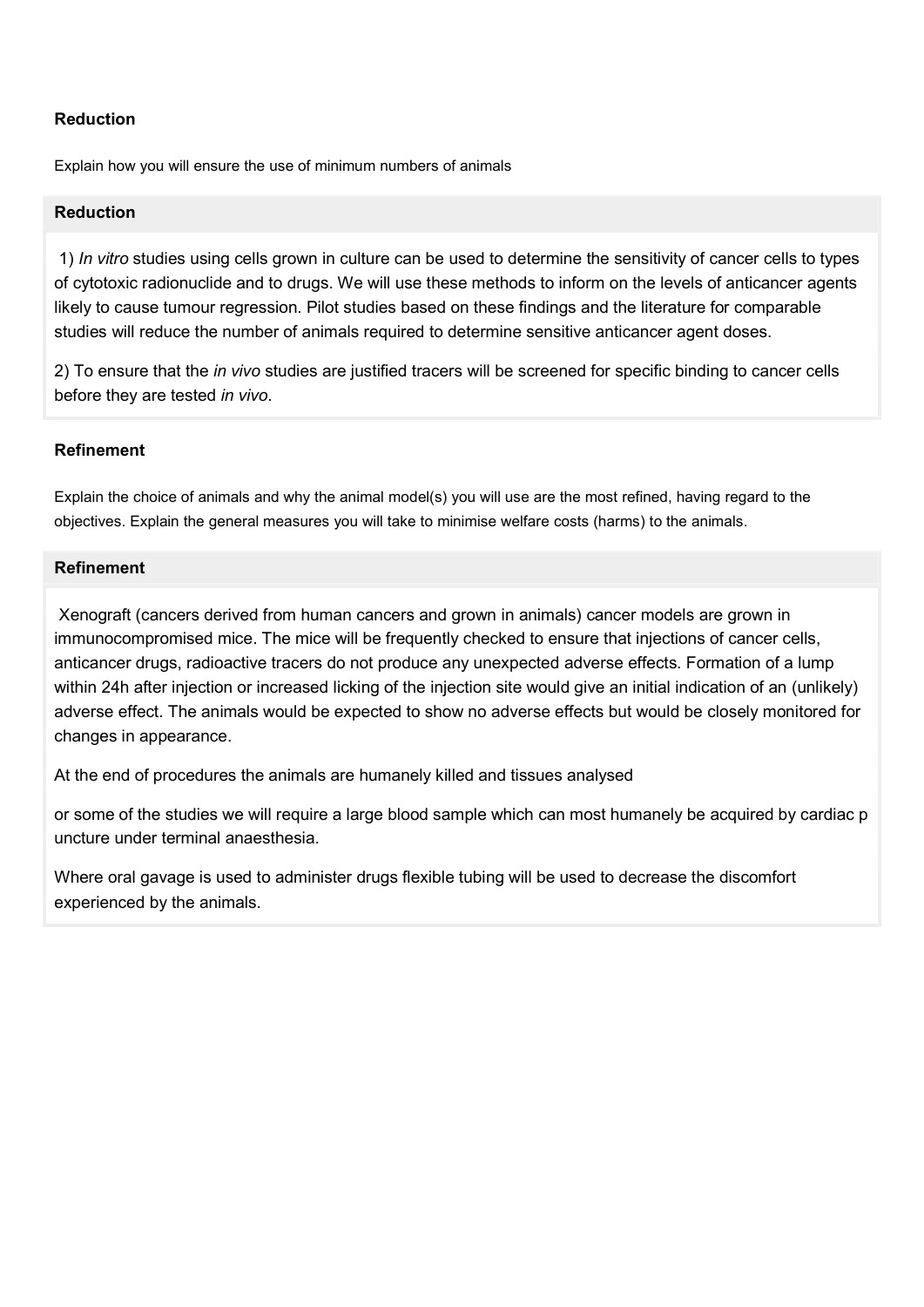### Reduction

Explain how you will ensure the use of minimum numbers of animals

#### Reduction

1) *In vitro* studies using cells grown in culture can be used to determine the sensitivity of cancer cells to types of cytotoxic radionuclide and to drugs. We will use these methods to inform on the levels of anticancer agents likely to cause tumour regression. Pilot studies based on these findings and the literature for comparable studies will reduce the number of animals required to determine sensitive anticancer agent doses.

2) To ensure that the *in vivo* studies are justified tracers will be screened for specific binding to cancer cells before they are tested *in vivo*.

### Refinement

Explain the choice of animals and why the animal model(s) you will use are the most refined, having regard to the objectives. Explain the general measures you will take to minimise welfare costs (harms) to the animals.

#### Refinement

Xenograft (cancers derived from human cancers and grown in animals) cancer models are grown in immunocompromised mice. The mice will be frequently checked to ensure that injections of cancer cells, anticancer drugs, radioactive tracers do not produce any unexpected adverse effects. Formation of a lump within 24h after injection or increased licking of the injection site would give an initial indication of an (unlikely) adverse effect. The animals would be expected to show no adverse effects but would be closely monitored for changes in appearance.

At the end of procedures the animals are humanely killed and tissues analysed

or some of the studies we will require a large blood sample which can most humanely be acquired by cardiac p uncture under terminal anaesthesia.

Where oral gavage is used to administer drugs flexible tubing will be used to decrease the discomfort experienced by the animals.